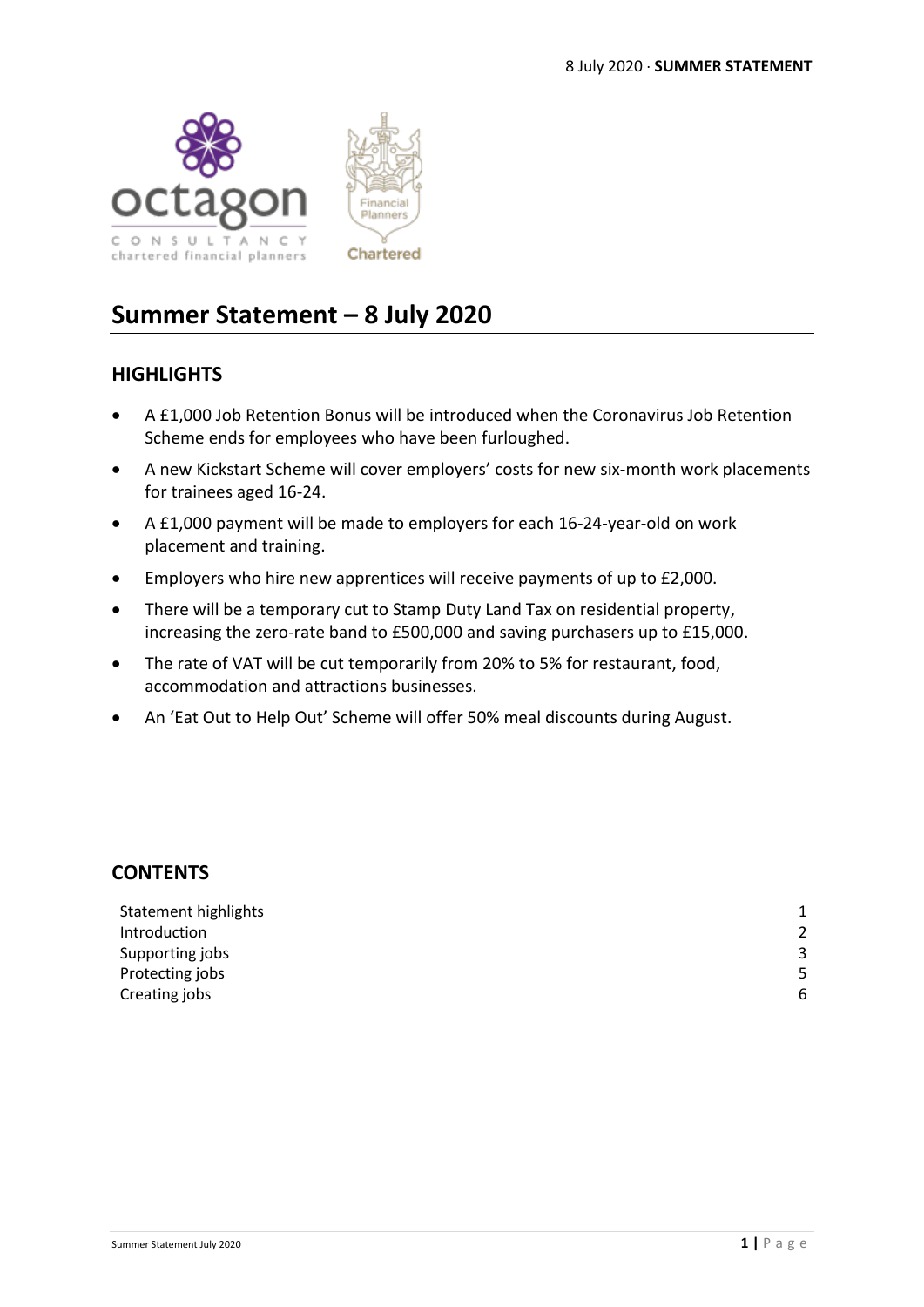# Summer Statement – 8 July 2020

## HIGHLIGHTS

- A £1,000 Job Retention Bonus will be introduced when the Coronavirus Job Retention Scheme ends for employees who have been furloughed.
- A new Kickstart Scheme will cover employers' costs for new six-month work placements for trainees aged 16-24.
- A £1,000 payment will be made to employers for each 16-24-year-old on work placement and training.
- Employers who hire new apprentices will receive payments of up to £2,000.
- There will be a temporary cut to Stamp Duty Land Tax on residential property, increasing the zero-rate band to £500,000 and saving purchasers up to £15,000.
- The rate of VAT will be cut temporarily from 20% to 5% for restaurant, food, accommodation and attractions businesses.
- An 'Eat Out to Help Out' Scheme will offer 50% meal discounts during August.

## CONTENTS

| | |
|---|---|
| Statement highlights | 1 |
| Introduction | 2 |
| Supporting jobs | 3 |
| Protecting jobs | 5 |
| Creating jobs | 6 |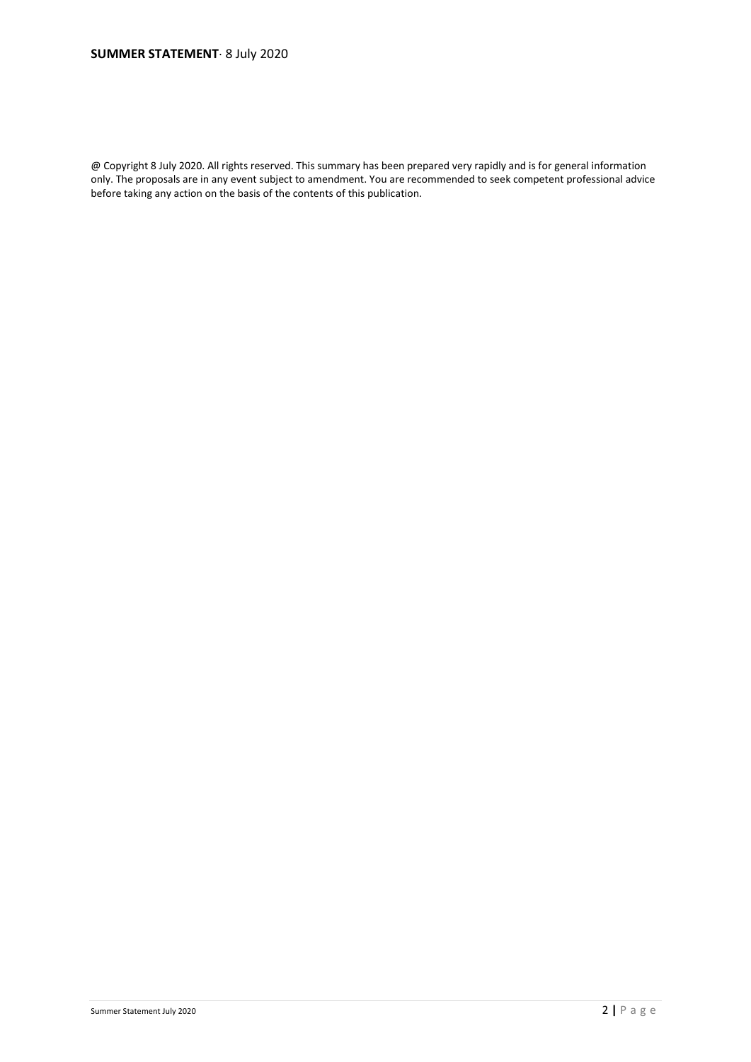**SUMMER STATEMENT**· 8 July 2020

@ Copyright 8 July 2020. All rights reserved. This summary has been prepared very rapidly and is for general information only. The proposals are in any event subject to amendment. You are recommended to seek competent professional advice before taking any action on the basis of the contents of this publication.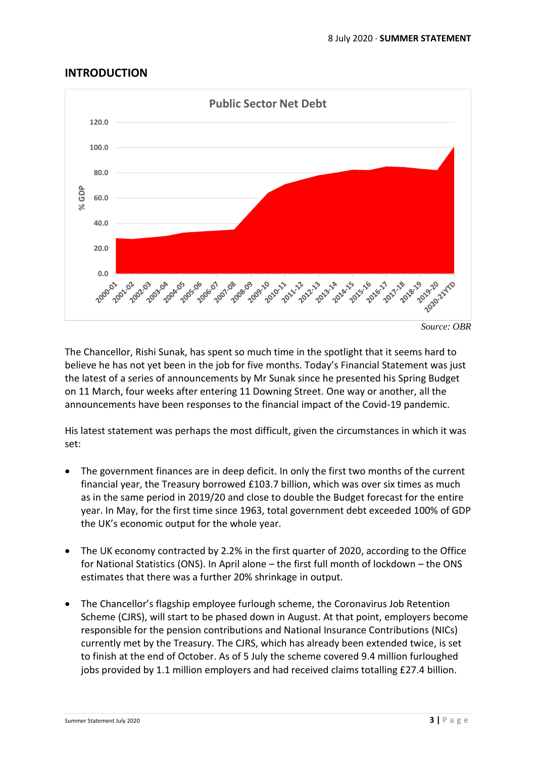## INTRODUCTION

*Source: OBR*

The Chancellor, Rishi Sunak, has spent so much time in the spotlight that it seems hard to believe he has not yet been in the job for five months. Today's Financial Statement was just the latest of a series of announcements by Mr Sunak since he presented his Spring Budget on 11 March, four weeks after entering 11 Downing Street. One way or another, all the announcements have been responses to the financial impact of the Covid-19 pandemic.

His latest statement was perhaps the most difficult, given the circumstances in which it was set:

- The government finances are in deep deficit. In only the first two months of the current financial year, the Treasury borrowed £103.7 billion, which was over six times as much as in the same period in 2019/20 and close to double the Budget forecast for the entire year. In May, for the first time since 1963, total government debt exceeded 100% of GDP the UK's economic output for the whole year.

- The UK economy contracted by 2.2% in the first quarter of 2020, according to the Office for National Statistics (ONS). In April alone – the first full month of lockdown – the ONS estimates that there was a further 20% shrinkage in output.

- The Chancellor's flagship employee furlough scheme, the Coronavirus Job Retention Scheme (CJRS), will start to be phased down in August. At that point, employers become responsible for the pension contributions and National Insurance Contributions (NICs) currently met by the Treasury. The CJRS, which has already been extended twice, is set to finish at the end of October. As of 5 July the scheme covered 9.4 million furloughed jobs provided by 1.1 million employers and had received claims totalling £27.4 billion.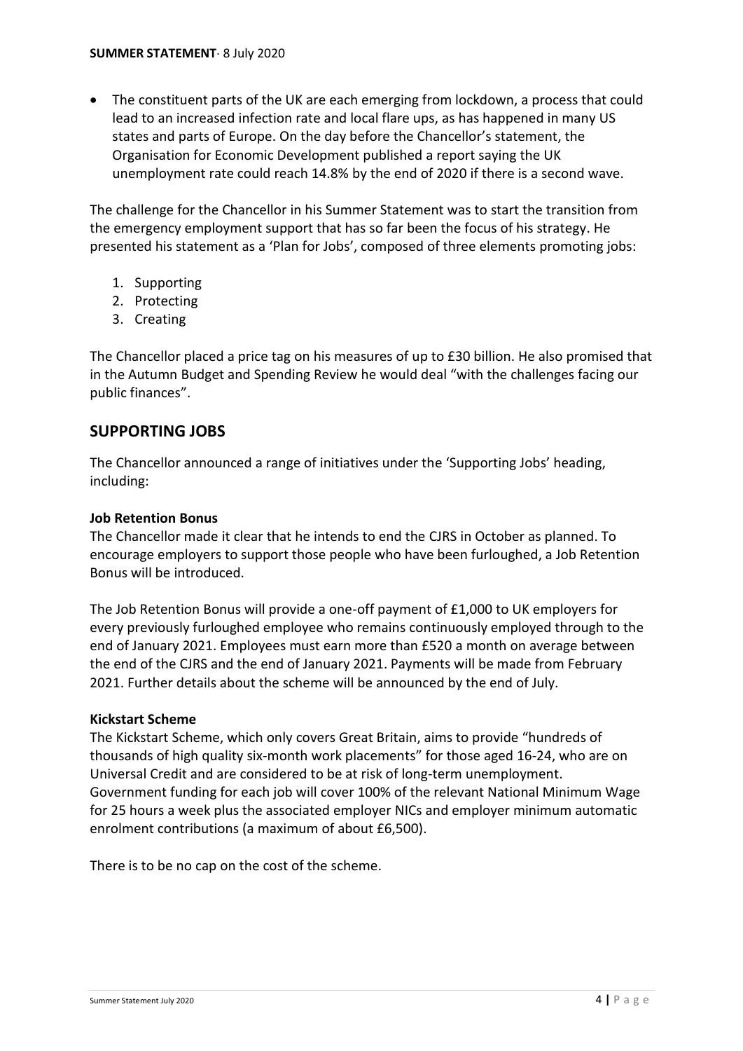- The constituent parts of the UK are each emerging from lockdown, a process that could lead to an increased infection rate and local flare ups, as has happened in many US states and parts of Europe. On the day before the Chancellor's statement, the Organisation for Economic Development published a report saying the UK unemployment rate could reach 14.8% by the end of 2020 if there is a second wave.

The challenge for the Chancellor in his Summer Statement was to start the transition from the emergency employment support that has so far been the focus of his strategy. He presented his statement as a 'Plan for Jobs', composed of three elements promoting jobs:

1. Supporting
2. Protecting
3. Creating

The Chancellor placed a price tag on his measures of up to £30 billion. He also promised that in the Autumn Budget and Spending Review he would deal "with the challenges facing our public finances".

## SUPPORTING JOBS

The Chancellor announced a range of initiatives under the 'Supporting Jobs' heading, including:

**Job Retention Bonus**

The Chancellor made it clear that he intends to end the CJRS in October as planned. To encourage employers to support those people who have been furloughed, a Job Retention Bonus will be introduced.

The Job Retention Bonus will provide a one-off payment of £1,000 to UK employers for every previously furloughed employee who remains continuously employed through to the end of January 2021. Employees must earn more than £520 a month on average between the end of the CJRS and the end of January 2021. Payments will be made from February 2021. Further details about the scheme will be announced by the end of July.

**Kickstart Scheme**

The Kickstart Scheme, which only covers Great Britain, aims to provide "hundreds of thousands of high quality six-month work placements" for those aged 16-24, who are on Universal Credit and are considered to be at risk of long-term unemployment. Government funding for each job will cover 100% of the relevant National Minimum Wage for 25 hours a week plus the associated employer NICs and employer minimum automatic enrolment contributions (a maximum of about £6,500).

There is to be no cap on the cost of the scheme.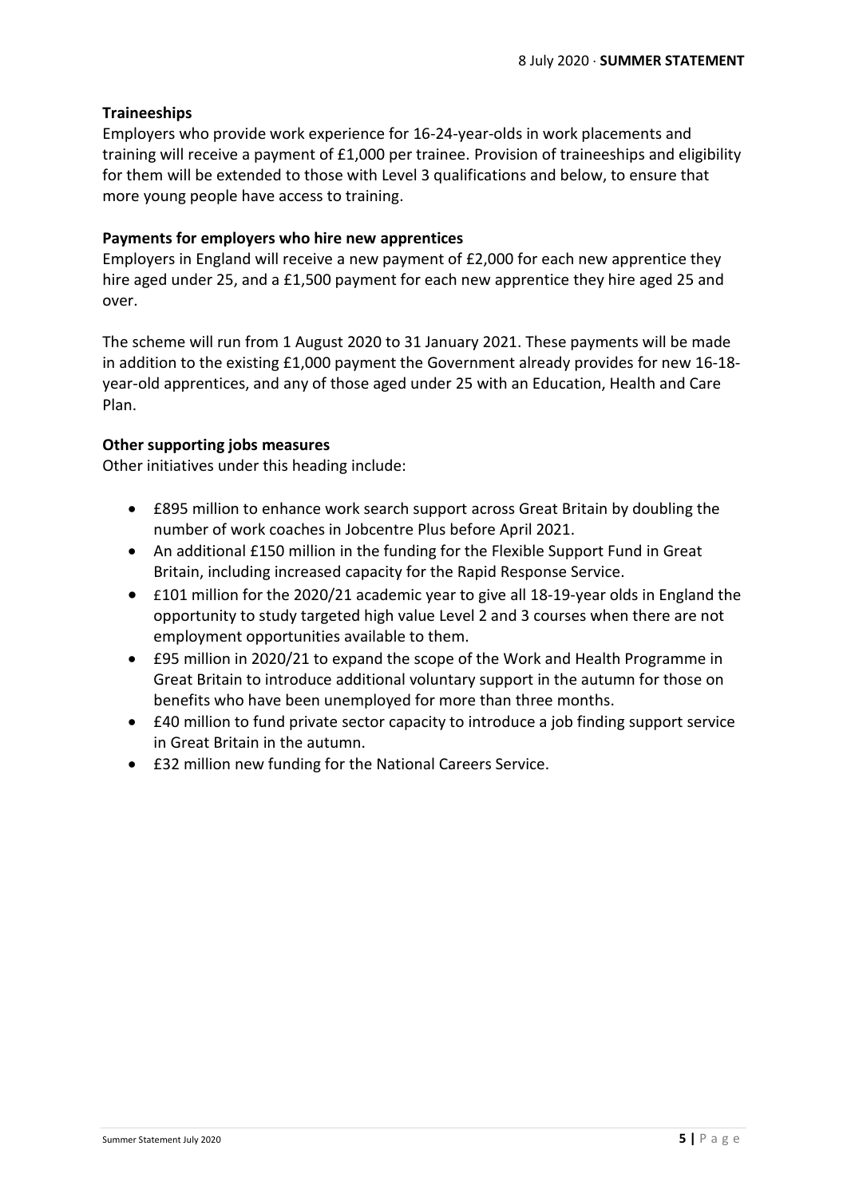**Traineeships**

Employers who provide work experience for 16-24-year-olds in work placements and training will receive a payment of £1,000 per trainee. Provision of traineeships and eligibility for them will be extended to those with Level 3 qualifications and below, to ensure that more young people have access to training.

**Payments for employers who hire new apprentices**

Employers in England will receive a new payment of £2,000 for each new apprentice they hire aged under 25, and a £1,500 payment for each new apprentice they hire aged 25 and over.

The scheme will run from 1 August 2020 to 31 January 2021. These payments will be made in addition to the existing £1,000 payment the Government already provides for new 16-18-year-old apprentices, and any of those aged under 25 with an Education, Health and Care Plan.

**Other supporting jobs measures**

Other initiatives under this heading include:

- £895 million to enhance work search support across Great Britain by doubling the number of work coaches in Jobcentre Plus before April 2021.
- An additional £150 million in the funding for the Flexible Support Fund in Great Britain, including increased capacity for the Rapid Response Service.
- £101 million for the 2020/21 academic year to give all 18-19-year olds in England the opportunity to study targeted high value Level 2 and 3 courses when there are not employment opportunities available to them.
- £95 million in 2020/21 to expand the scope of the Work and Health Programme in Great Britain to introduce additional voluntary support in the autumn for those on benefits who have been unemployed for more than three months.
- £40 million to fund private sector capacity to introduce a job finding support service in Great Britain in the autumn.
- £32 million new funding for the National Careers Service.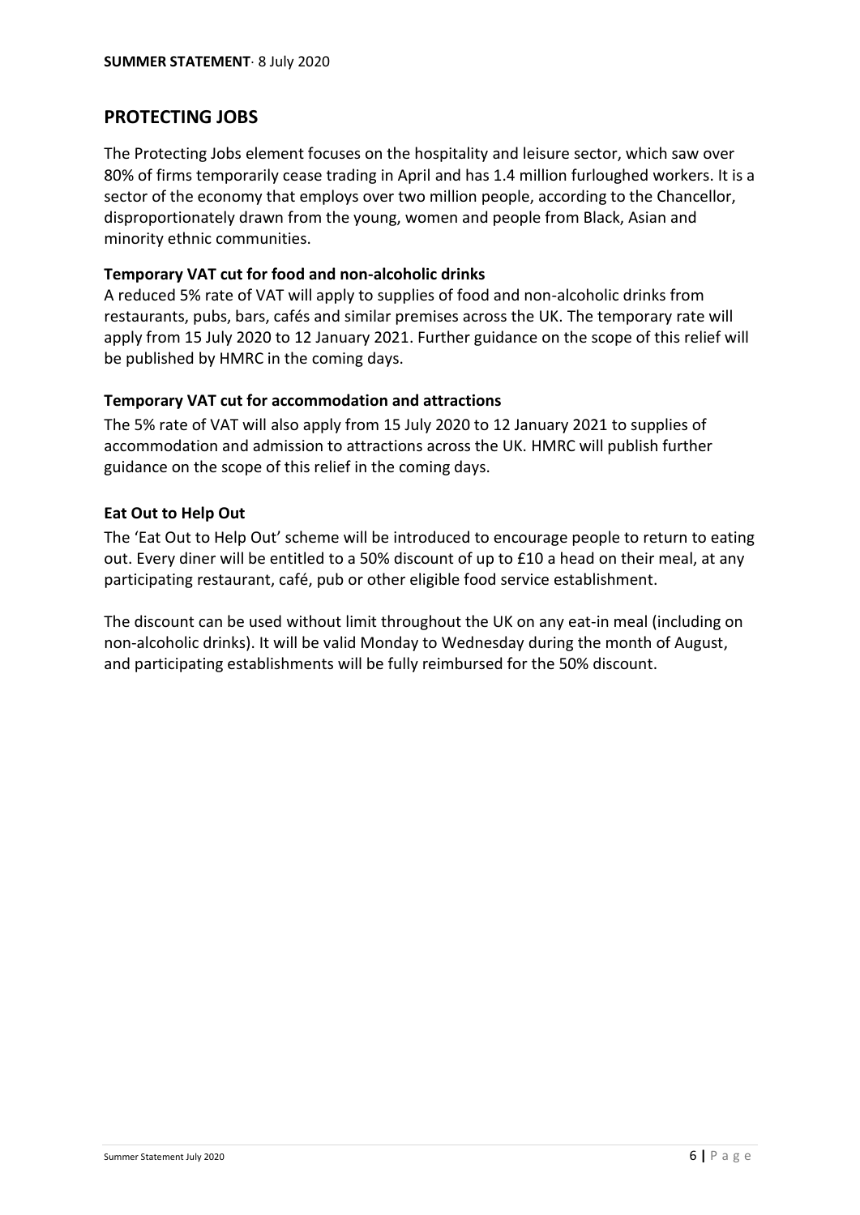## PROTECTING JOBS

The Protecting Jobs element focuses on the hospitality and leisure sector, which saw over 80% of firms temporarily cease trading in April and has 1.4 million furloughed workers. It is a sector of the economy that employs over two million people, according to the Chancellor, disproportionately drawn from the young, women and people from Black, Asian and minority ethnic communities.

**Temporary VAT cut for food and non-alcoholic drinks**

A reduced 5% rate of VAT will apply to supplies of food and non-alcoholic drinks from restaurants, pubs, bars, cafés and similar premises across the UK. The temporary rate will apply from 15 July 2020 to 12 January 2021. Further guidance on the scope of this relief will be published by HMRC in the coming days.

**Temporary VAT cut for accommodation and attractions**

The 5% rate of VAT will also apply from 15 July 2020 to 12 January 2021 to supplies of accommodation and admission to attractions across the UK. HMRC will publish further guidance on the scope of this relief in the coming days.

**Eat Out to Help Out**

The 'Eat Out to Help Out' scheme will be introduced to encourage people to return to eating out. Every diner will be entitled to a 50% discount of up to £10 a head on their meal, at any participating restaurant, café, pub or other eligible food service establishment.

The discount can be used without limit throughout the UK on any eat-in meal (including on non-alcoholic drinks). It will be valid Monday to Wednesday during the month of August, and participating establishments will be fully reimbursed for the 50% discount.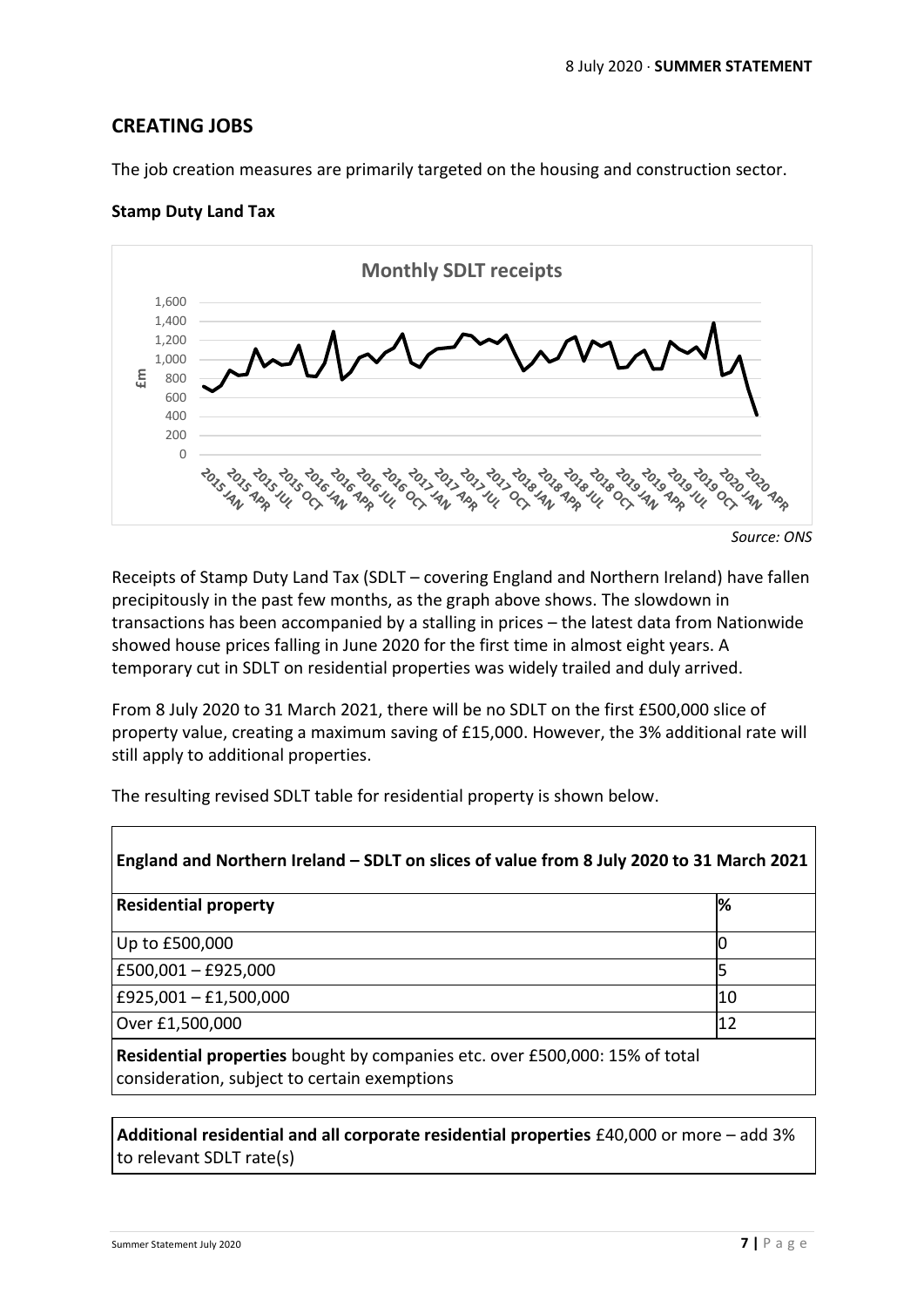## CREATING JOBS

The job creation measures are primarily targeted on the housing and construction sector.

### Stamp Duty Land Tax

*Source: ONS*

Receipts of Stamp Duty Land Tax (SDLT – covering England and Northern Ireland) have fallen precipitously in the past few months, as the graph above shows. The slowdown in transactions has been accompanied by a stalling in prices – the latest data from Nationwide showed house prices falling in June 2020 for the first time in almost eight years. A temporary cut in SDLT on residential properties was widely trailed and duly arrived.

From 8 July 2020 to 31 March 2021, there will be no SDLT on the first £500,000 slice of property value, creating a maximum saving of £15,000. However, the 3% additional rate will still apply to additional properties.

The resulting revised SDLT table for residential property is shown below.

| England and Northern Ireland – SDLT on slices of value from 8 July 2020 to 31 March 2021 | |
|---|---|
| **Residential property** | **%** |
| Up to £500,000 | 0 |
| £500,001 – £925,000 | 5 |
| £925,001 – £1,500,000 | 10 |
| Over £1,500,000 | 12 |
| **Residential properties** bought by companies etc. over £500,000: 15% of total consideration, subject to certain exemptions | |

**Additional residential and all corporate residential properties** £40,000 or more – add 3% to relevant SDLT rate(s)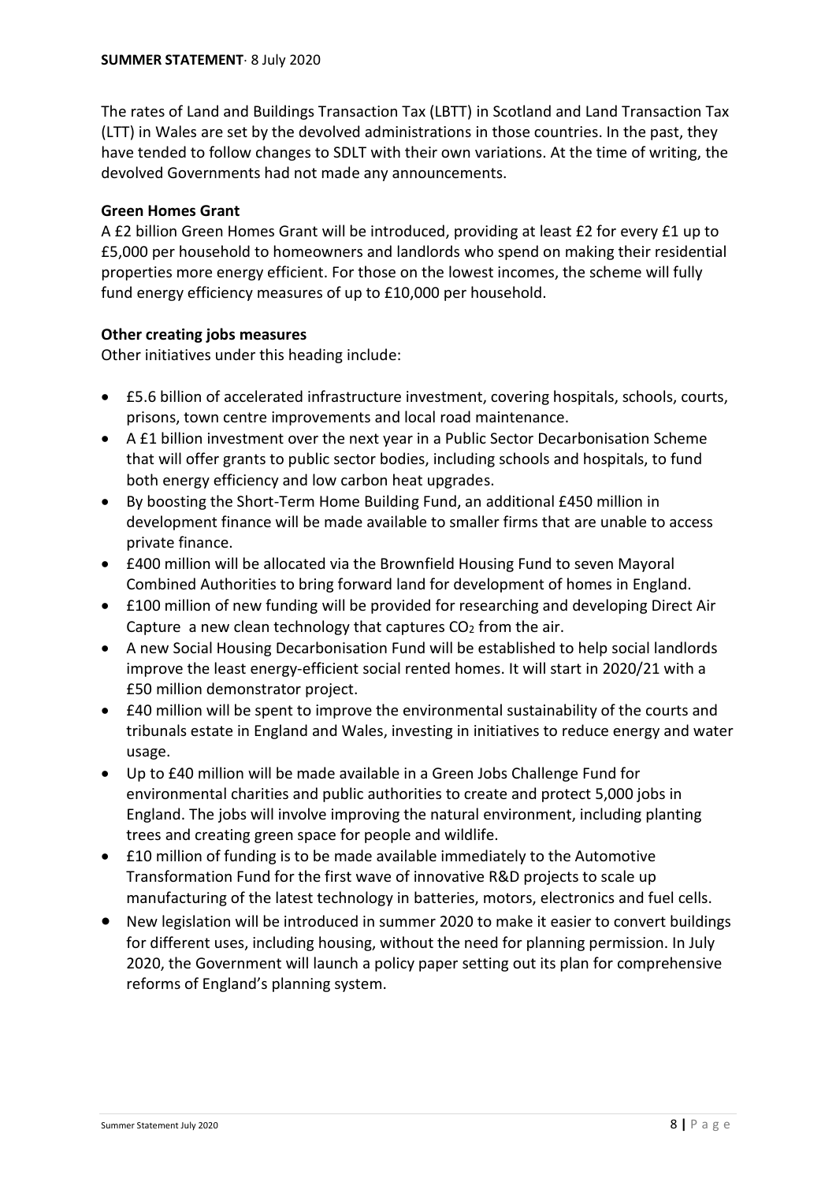The rates of Land and Buildings Transaction Tax (LBTT) in Scotland and Land Transaction Tax (LTT) in Wales are set by the devolved administrations in those countries. In the past, they have tended to follow changes to SDLT with their own variations. At the time of writing, the devolved Governments had not made any announcements.

**Green Homes Grant**

A £2 billion Green Homes Grant will be introduced, providing at least £2 for every £1 up to £5,000 per household to homeowners and landlords who spend on making their residential properties more energy efficient. For those on the lowest incomes, the scheme will fully fund energy efficiency measures of up to £10,000 per household.

**Other creating jobs measures**

Other initiatives under this heading include:

- £5.6 billion of accelerated infrastructure investment, covering hospitals, schools, courts, prisons, town centre improvements and local road maintenance.
- A £1 billion investment over the next year in a Public Sector Decarbonisation Scheme that will offer grants to public sector bodies, including schools and hospitals, to fund both energy efficiency and low carbon heat upgrades.
- By boosting the Short-Term Home Building Fund, an additional £450 million in development finance will be made available to smaller firms that are unable to access private finance.
- £400 million will be allocated via the Brownfield Housing Fund to seven Mayoral Combined Authorities to bring forward land for development of homes in England.
- £100 million of new funding will be provided for researching and developing Direct Air Capture a new clean technology that captures $CO_2$ from the air.
- A new Social Housing Decarbonisation Fund will be established to help social landlords improve the least energy-efficient social rented homes. It will start in 2020/21 with a £50 million demonstrator project.
- £40 million will be spent to improve the environmental sustainability of the courts and tribunals estate in England and Wales, investing in initiatives to reduce energy and water usage.
- Up to £40 million will be made available in a Green Jobs Challenge Fund for environmental charities and public authorities to create and protect 5,000 jobs in England. The jobs will involve improving the natural environment, including planting trees and creating green space for people and wildlife.
- £10 million of funding is to be made available immediately to the Automotive Transformation Fund for the first wave of innovative R&D projects to scale up manufacturing of the latest technology in batteries, motors, electronics and fuel cells.
- New legislation will be introduced in summer 2020 to make it easier to convert buildings for different uses, including housing, without the need for planning permission. In July 2020, the Government will launch a policy paper setting out its plan for comprehensive reforms of England's planning system.